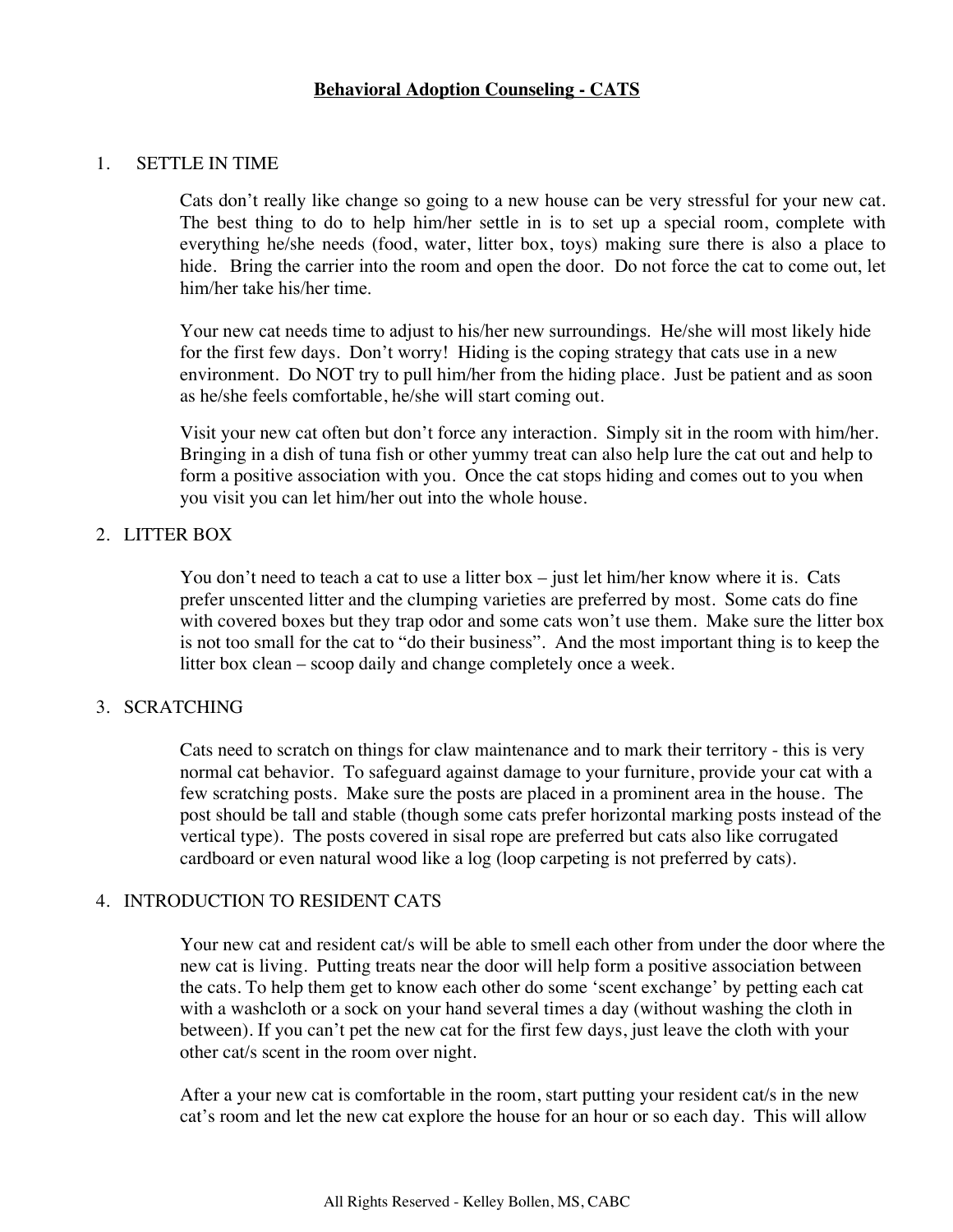# Behavioral Adoption Counseling - CATS

1. SETTLE IN TIME

   Cats don't really like change so going to a new house can be very stressful for your new cat. The best thing to do to help him/her settle in is to set up a special room, complete with everything he/she needs (food, water, litter box, toys) making sure there is also a place to hide. Bring the carrier into the room and open the door. Do not force the cat to come out, let him/her take his/her time.

   Your new cat needs time to adjust to his/her new surroundings. He/she will most likely hide for the first few days. Don't worry! Hiding is the coping strategy that cats use in a new environment. Do NOT try to pull him/her from the hiding place. Just be patient and as soon as he/she feels comfortable, he/she will start coming out.

   Visit your new cat often but don't force any interaction. Simply sit in the room with him/her. Bringing in a dish of tuna fish or other yummy treat can also help lure the cat out and help to form a positive association with you. Once the cat stops hiding and comes out to you when you visit you can let him/her out into the whole house.

2. LITTER BOX

   You don't need to teach a cat to use a litter box – just let him/her know where it is. Cats prefer unscented litter and the clumping varieties are preferred by most. Some cats do fine with covered boxes but they trap odor and some cats won't use them. Make sure the litter box is not too small for the cat to "do their business". And the most important thing is to keep the litter box clean – scoop daily and change completely once a week.

3. SCRATCHING

   Cats need to scratch on things for claw maintenance and to mark their territory - this is very normal cat behavior. To safeguard against damage to your furniture, provide your cat with a few scratching posts. Make sure the posts are placed in a prominent area in the house. The post should be tall and stable (though some cats prefer horizontal marking posts instead of the vertical type). The posts covered in sisal rope are preferred but cats also like corrugated cardboard or even natural wood like a log (loop carpeting is not preferred by cats).

4. INTRODUCTION TO RESIDENT CATS

   Your new cat and resident cat/s will be able to smell each other from under the door where the new cat is living. Putting treats near the door will help form a positive association between the cats. To help them get to know each other do some 'scent exchange' by petting each cat with a washcloth or a sock on your hand several times a day (without washing the cloth in between). If you can't pet the new cat for the first few days, just leave the cloth with your other cat/s scent in the room over night.

   After a your new cat is comfortable in the room, start putting your resident cat/s in the new cat's room and let the new cat explore the house for an hour or so each day. This will allow

All Rights Reserved - Kelley Bollen, MS, CABC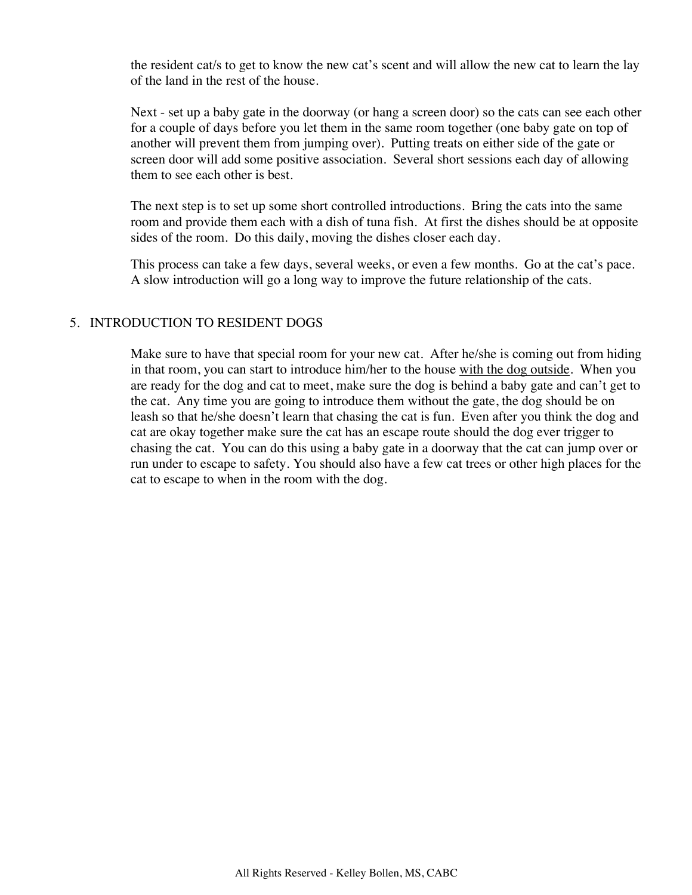the resident cat/s to get to know the new cat's scent and will allow the new cat to learn the lay of the land in the rest of the house.

Next - set up a baby gate in the doorway (or hang a screen door) so the cats can see each other for a couple of days before you let them in the same room together (one baby gate on top of another will prevent them from jumping over). Putting treats on either side of the gate or screen door will add some positive association. Several short sessions each day of allowing them to see each other is best.

The next step is to set up some short controlled introductions. Bring the cats into the same room and provide them each with a dish of tuna fish. At first the dishes should be at opposite sides of the room. Do this daily, moving the dishes closer each day.

This process can take a few days, several weeks, or even a few months. Go at the cat's pace. A slow introduction will go a long way to improve the future relationship of the cats.

## 5. INTRODUCTION TO RESIDENT DOGS

Make sure to have that special room for your new cat. After he/she is coming out from hiding in that room, you can start to introduce him/her to the house <u>with the dog outside</u>. When you are ready for the dog and cat to meet, make sure the dog is behind a baby gate and can't get to the cat. Any time you are going to introduce them without the gate, the dog should be on leash so that he/she doesn't learn that chasing the cat is fun. Even after you think the dog and cat are okay together make sure the cat has an escape route should the dog ever trigger to chasing the cat. You can do this using a baby gate in a doorway that the cat can jump over or run under to escape to safety. You should also have a few cat trees or other high places for the cat to escape to when in the room with the dog.